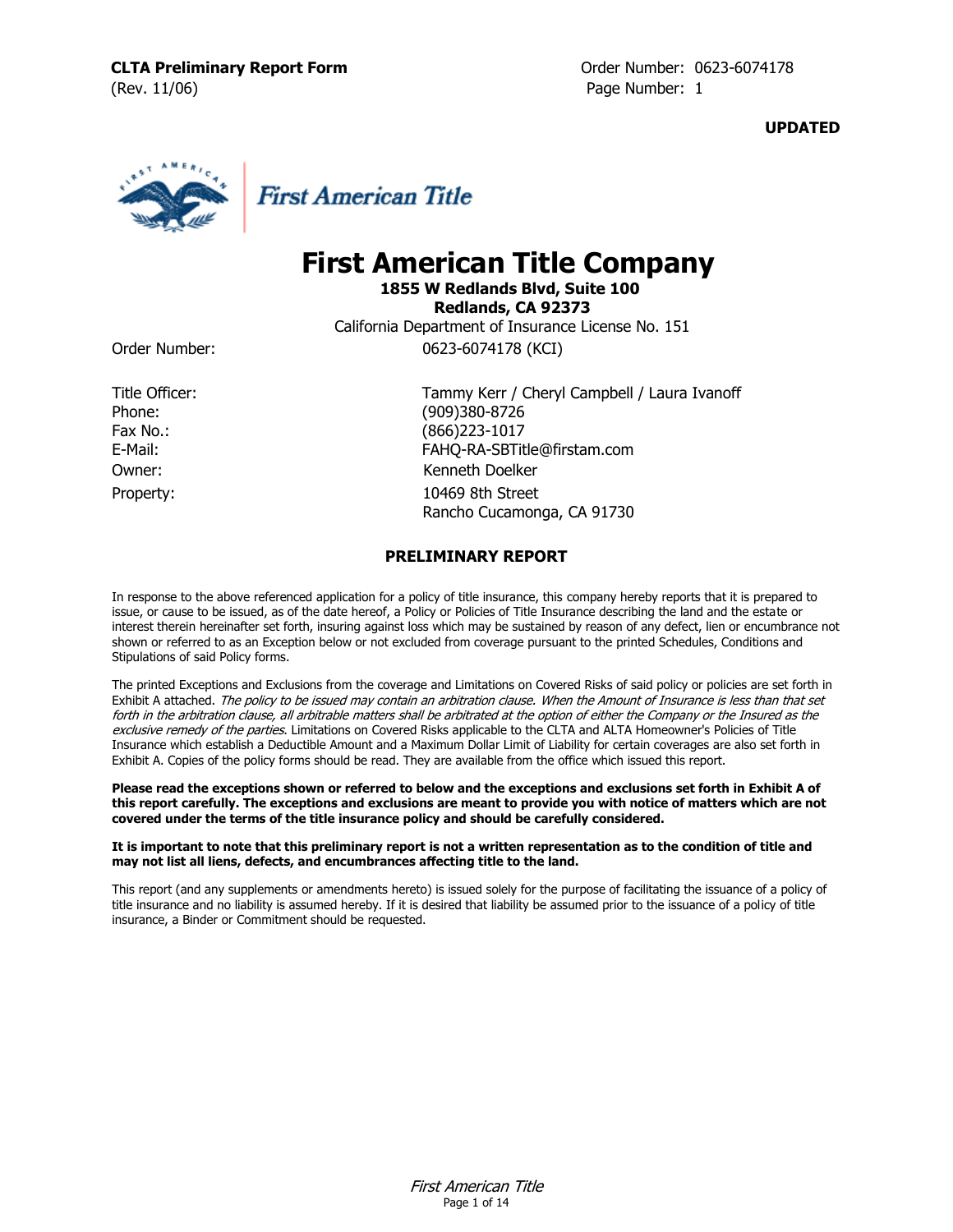**CLTA Preliminary Report Form**
(Rev. 11/06)

Order Number: 0623-6074178
Page Number: 1

**UPDATED**

First American Title

# First American Title Company

**1855 W Redlands Blvd, Suite 100**
**Redlands, CA 92373**
California Department of Insurance License No. 151

| | |
|---|---|
| Order Number: | 0623-6074178 (KCI) |
| Title Officer: | Tammy Kerr / Cheryl Campbell / Laura Ivanoff |
| Phone: | (909)380-8726 |
| Fax No.: | (866)223-1017 |
| E-Mail: | FAHQ-RA-SBTitle@firstam.com |
| Owner: | Kenneth Doelker |
| Property: | 10469 8th Street<br>Rancho Cucamonga, CA 91730 |

## PRELIMINARY REPORT

In response to the above referenced application for a policy of title insurance, this company hereby reports that it is prepared to issue, or cause to be issued, as of the date hereof, a Policy or Policies of Title Insurance describing the land and the estate or interest therein hereinafter set forth, insuring against loss which may be sustained by reason of any defect, lien or encumbrance not shown or referred to as an Exception below or not excluded from coverage pursuant to the printed Schedules, Conditions and Stipulations of said Policy forms.

The printed Exceptions and Exclusions from the coverage and Limitations on Covered Risks of said policy or policies are set forth in Exhibit A attached. *The policy to be issued may contain an arbitration clause. When the Amount of Insurance is less than that set forth in the arbitration clause, all arbitrable matters shall be arbitrated at the option of either the Company or the Insured as the exclusive remedy of the parties.* Limitations on Covered Risks applicable to the CLTA and ALTA Homeowner's Policies of Title Insurance which establish a Deductible Amount and a Maximum Dollar Limit of Liability for certain coverages are also set forth in Exhibit A. Copies of the policy forms should be read. They are available from the office which issued this report.

**Please read the exceptions shown or referred to below and the exceptions and exclusions set forth in Exhibit A of this report carefully. The exceptions and exclusions are meant to provide you with notice of matters which are not covered under the terms of the title insurance policy and should be carefully considered.**

**It is important to note that this preliminary report is not a written representation as to the condition of title and may not list all liens, defects, and encumbrances affecting title to the land.**

This report (and any supplements or amendments hereto) is issued solely for the purpose of facilitating the issuance of a policy of title insurance and no liability is assumed hereby. If it is desired that liability be assumed prior to the issuance of a policy of title insurance, a Binder or Commitment should be requested.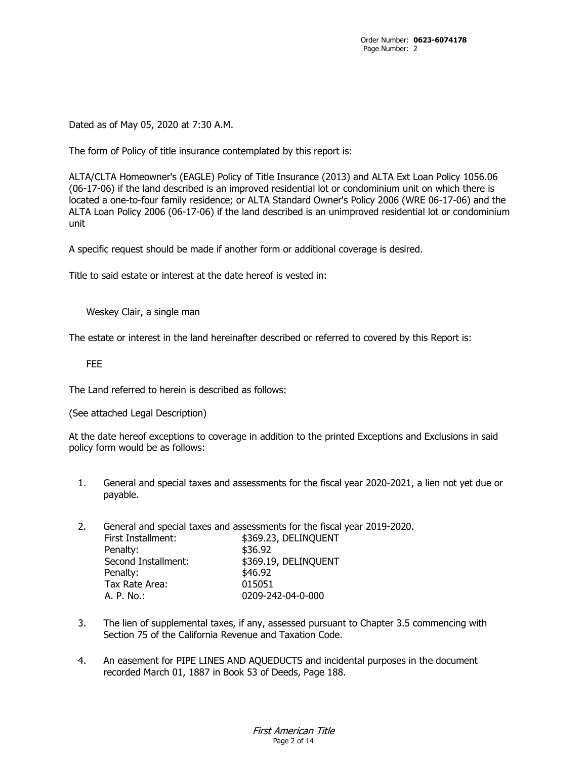Dated as of May 05, 2020 at 7:30 A.M.

The form of Policy of title insurance contemplated by this report is:

ALTA/CLTA Homeowner's (EAGLE) Policy of Title Insurance (2013) and ALTA Ext Loan Policy 1056.06 (06-17-06) if the land described is an improved residential lot or condominium unit on which there is located a one-to-four family residence; or ALTA Standard Owner's Policy 2006 (WRE 06-17-06) and the ALTA Loan Policy 2006 (06-17-06) if the land described is an unimproved residential lot or condominium unit

A specific request should be made if another form or additional coverage is desired.

Title to said estate or interest at the date hereof is vested in:

Weskey Clair, a single man

The estate or interest in the land hereinafter described or referred to covered by this Report is:

FEE

The Land referred to herein is described as follows:

(See attached Legal Description)

At the date hereof exceptions to coverage in addition to the printed Exceptions and Exclusions in said policy form would be as follows:

1. General and special taxes and assessments for the fiscal year 2020-2021, a lien not yet due or payable.

2. General and special taxes and assessments for the fiscal year 2019-2020.

| | |
|---|---|
| First Installment: | $369.23, DELINQUENT |
| Penalty: | $36.92 |
| Second Installment: | $369.19, DELINQUENT |
| Penalty: | $46.92 |
| Tax Rate Area: | 015051 |
| A. P. No.: | 0209-242-04-0-000 |

3. The lien of supplemental taxes, if any, assessed pursuant to Chapter 3.5 commencing with Section 75 of the California Revenue and Taxation Code.

4. An easement for PIPE LINES AND AQUEDUCTS and incidental purposes in the document recorded March 01, 1887 in Book 53 of Deeds, Page 188.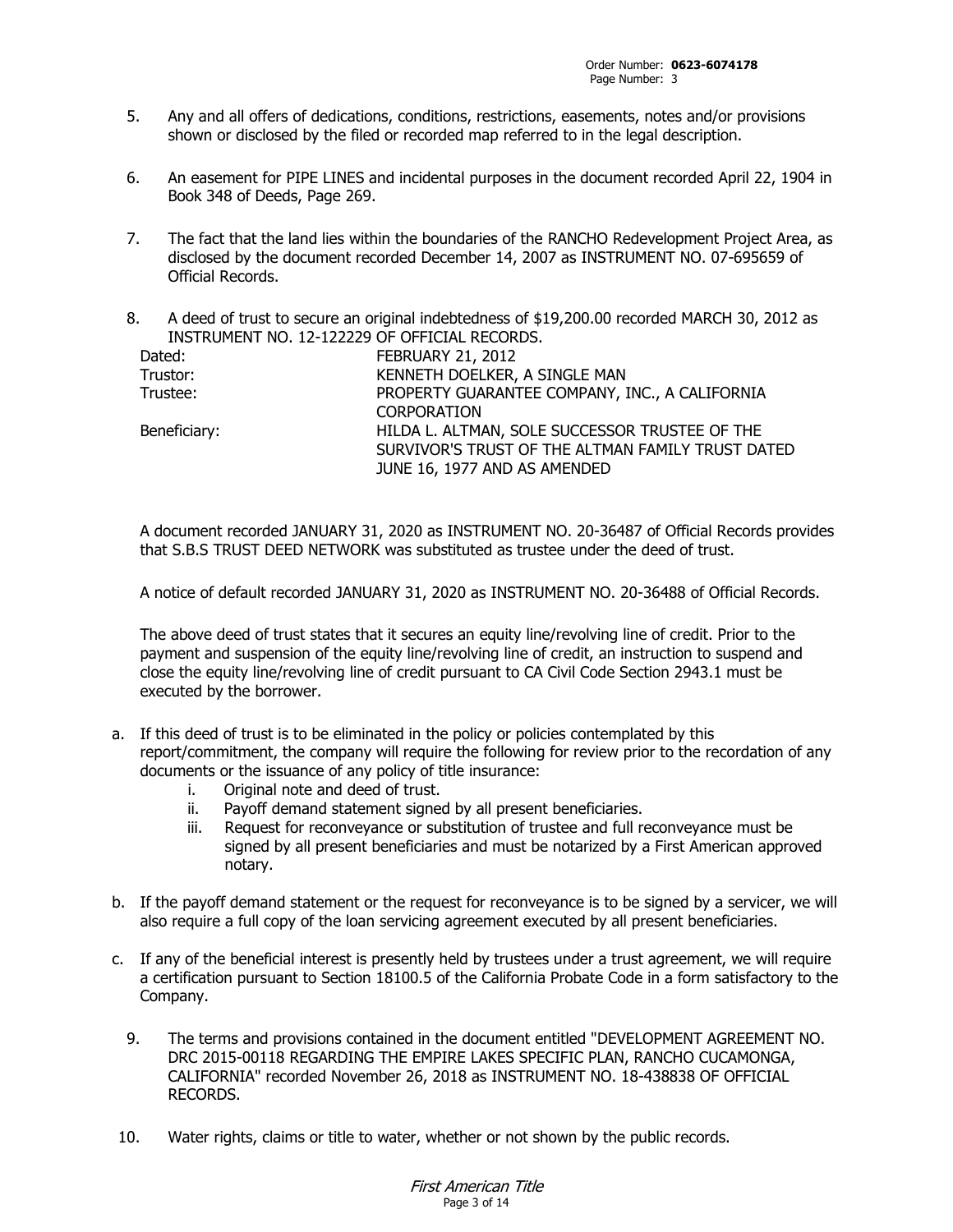5. Any and all offers of dedications, conditions, restrictions, easements, notes and/or provisions shown or disclosed by the filed or recorded map referred to in the legal description.

6. An easement for PIPE LINES and incidental purposes in the document recorded April 22, 1904 in Book 348 of Deeds, Page 269.

7. The fact that the land lies within the boundaries of the RANCHO Redevelopment Project Area, as disclosed by the document recorded December 14, 2007 as INSTRUMENT NO. 07-695659 of Official Records.

8. A deed of trust to secure an original indebtedness of $19,200.00 recorded MARCH 30, 2012 as INSTRUMENT NO. 12-122229 OF OFFICIAL RECORDS.

| | |
|---|---|
| Dated: | FEBRUARY 21, 2012 |
| Trustor: | KENNETH DOELKER, A SINGLE MAN |
| Trustee: | PROPERTY GUARANTEE COMPANY, INC., A CALIFORNIA CORPORATION |
| Beneficiary: | HILDA L. ALTMAN, SOLE SUCCESSOR TRUSTEE OF THE SURVIVOR'S TRUST OF THE ALTMAN FAMILY TRUST DATED JUNE 16, 1977 AND AS AMENDED |

A document recorded JANUARY 31, 2020 as INSTRUMENT NO. 20-36487 of Official Records provides that S.B.S TRUST DEED NETWORK was substituted as trustee under the deed of trust.

A notice of default recorded JANUARY 31, 2020 as INSTRUMENT NO. 20-36488 of Official Records.

The above deed of trust states that it secures an equity line/revolving line of credit. Prior to the payment and suspension of the equity line/revolving line of credit, an instruction to suspend and close the equity line/revolving line of credit pursuant to CA Civil Code Section 2943.1 must be executed by the borrower.

a. If this deed of trust is to be eliminated in the policy or policies contemplated by this report/commitment, the company will require the following for review prior to the recordation of any documents or the issuance of any policy of title insurance:
   i. Original note and deed of trust.
   ii. Payoff demand statement signed by all present beneficiaries.
   iii. Request for reconveyance or substitution of trustee and full reconveyance must be signed by all present beneficiaries and must be notarized by a First American approved notary.

b. If the payoff demand statement or the request for reconveyance is to be signed by a servicer, we will also require a full copy of the loan servicing agreement executed by all present beneficiaries.

c. If any of the beneficial interest is presently held by trustees under a trust agreement, we will require a certification pursuant to Section 18100.5 of the California Probate Code in a form satisfactory to the Company.

9. The terms and provisions contained in the document entitled "DEVELOPMENT AGREEMENT NO. DRC 2015-00118 REGARDING THE EMPIRE LAKES SPECIFIC PLAN, RANCHO CUCAMONGA, CALIFORNIA" recorded November 26, 2018 as INSTRUMENT NO. 18-438838 OF OFFICIAL RECORDS.

10. Water rights, claims or title to water, whether or not shown by the public records.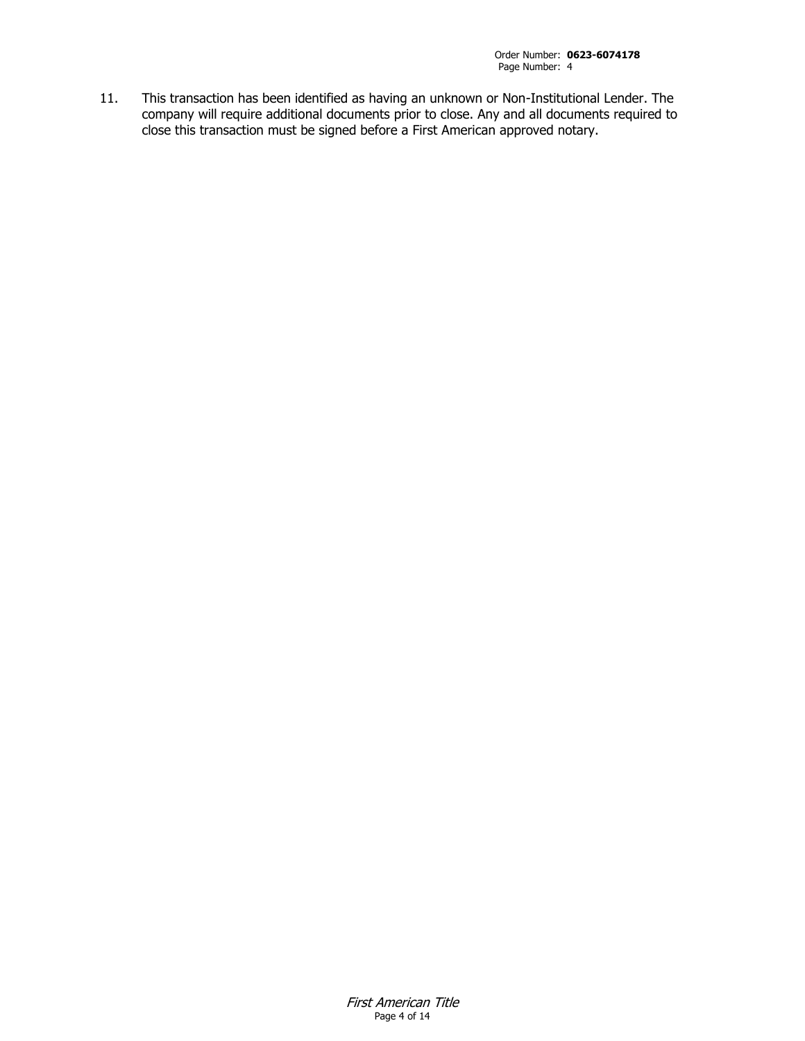11. This transaction has been identified as having an unknown or Non-Institutional Lender. The company will require additional documents prior to close. Any and all documents required to close this transaction must be signed before a First American approved notary.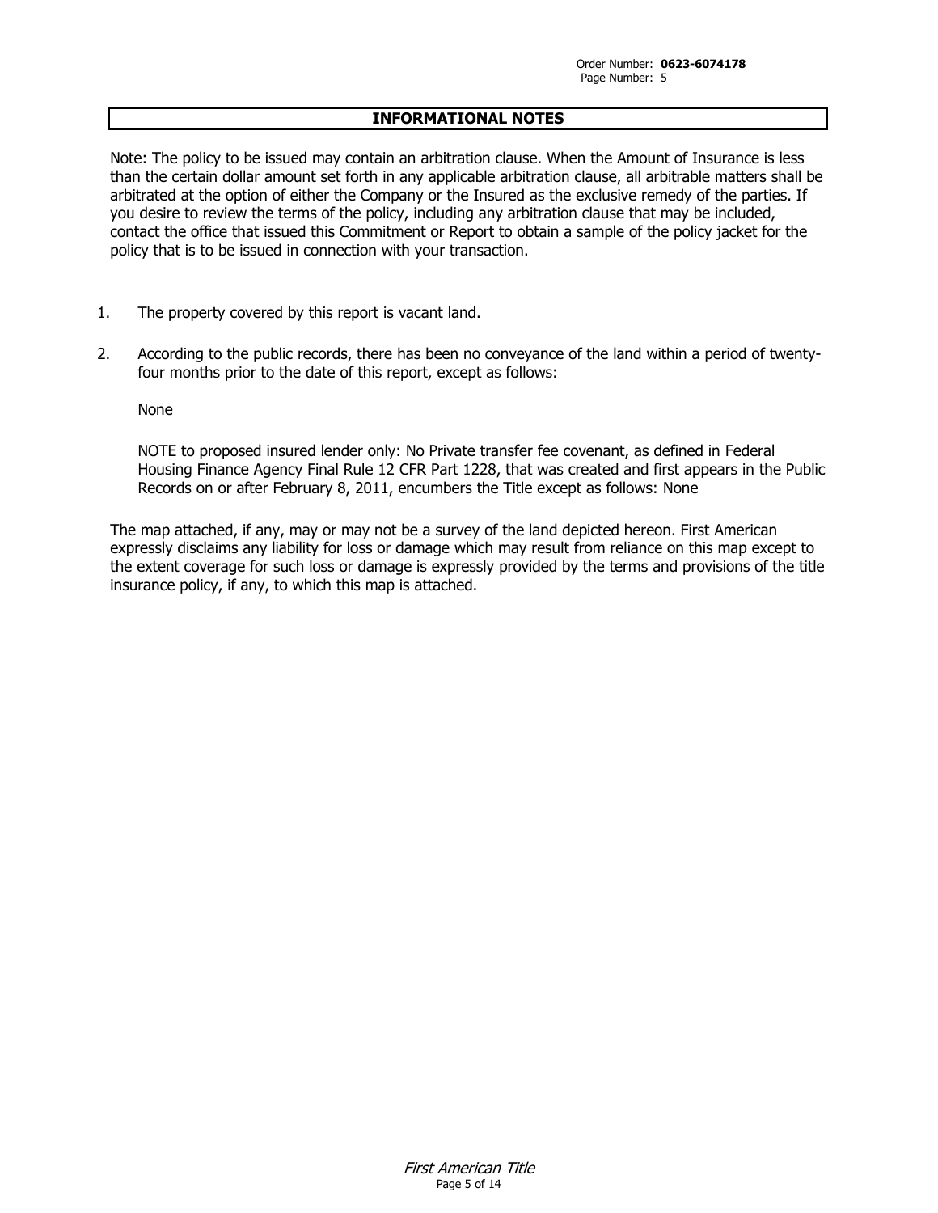## INFORMATIONAL NOTES

Note: The policy to be issued may contain an arbitration clause. When the Amount of Insurance is less than the certain dollar amount set forth in any applicable arbitration clause, all arbitrable matters shall be arbitrated at the option of either the Company or the Insured as the exclusive remedy of the parties. If you desire to review the terms of the policy, including any arbitration clause that may be included, contact the office that issued this Commitment or Report to obtain a sample of the policy jacket for the policy that is to be issued in connection with your transaction.

1. The property covered by this report is vacant land.

2. According to the public records, there has been no conveyance of the land within a period of twenty-four months prior to the date of this report, except as follows:

   None

   NOTE to proposed insured lender only: No Private transfer fee covenant, as defined in Federal Housing Finance Agency Final Rule 12 CFR Part 1228, that was created and first appears in the Public Records on or after February 8, 2011, encumbers the Title except as follows: None

The map attached, if any, may or may not be a survey of the land depicted hereon. First American expressly disclaims any liability for loss or damage which may result from reliance on this map except to the extent coverage for such loss or damage is expressly provided by the terms and provisions of the title insurance policy, if any, to which this map is attached.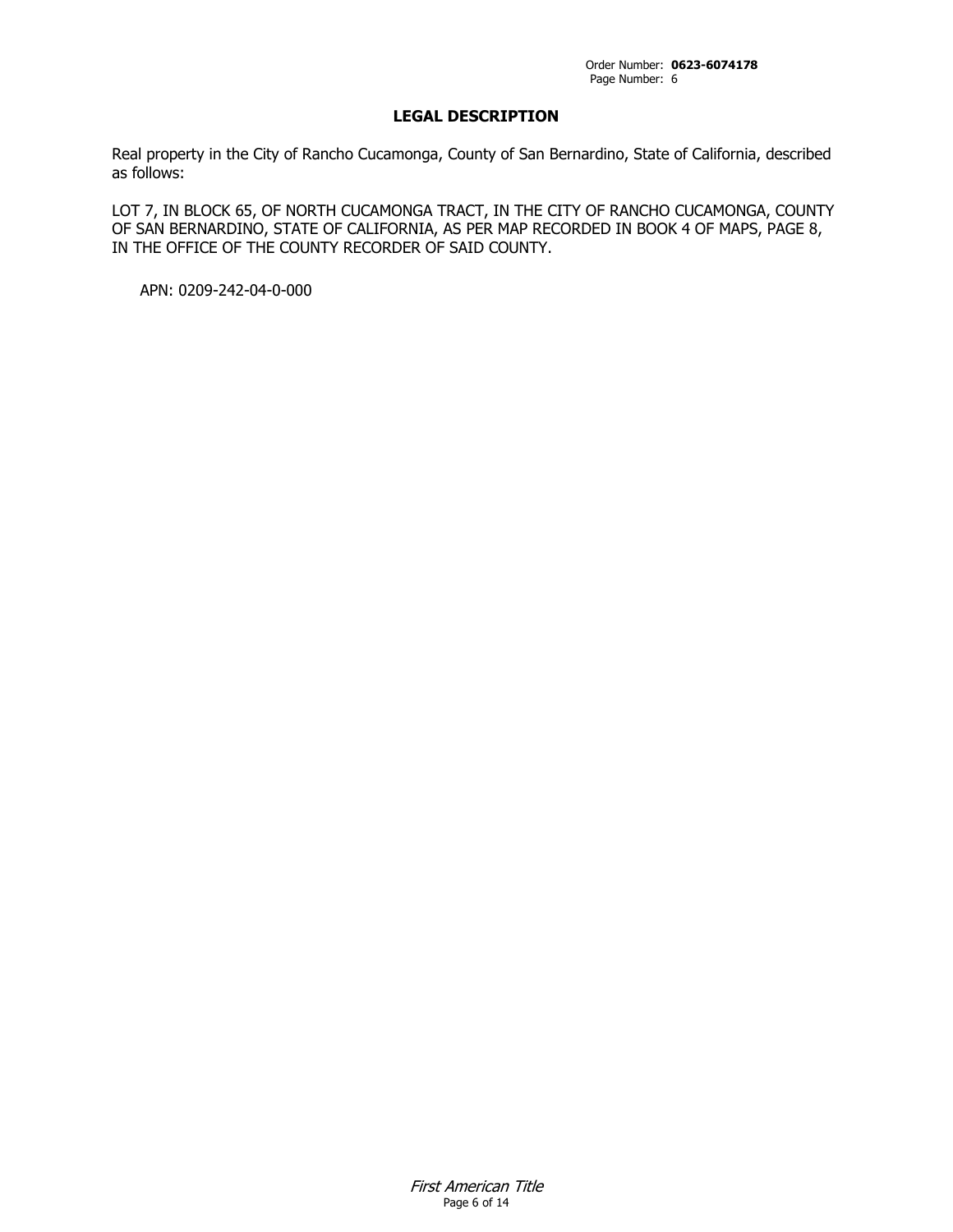## LEGAL DESCRIPTION

Real property in the City of Rancho Cucamonga, County of San Bernardino, State of California, described as follows:

LOT 7, IN BLOCK 65, OF NORTH CUCAMONGA TRACT, IN THE CITY OF RANCHO CUCAMONGA, COUNTY OF SAN BERNARDINO, STATE OF CALIFORNIA, AS PER MAP RECORDED IN BOOK 4 OF MAPS, PAGE 8, IN THE OFFICE OF THE COUNTY RECORDER OF SAID COUNTY.

APN: 0209-242-04-0-000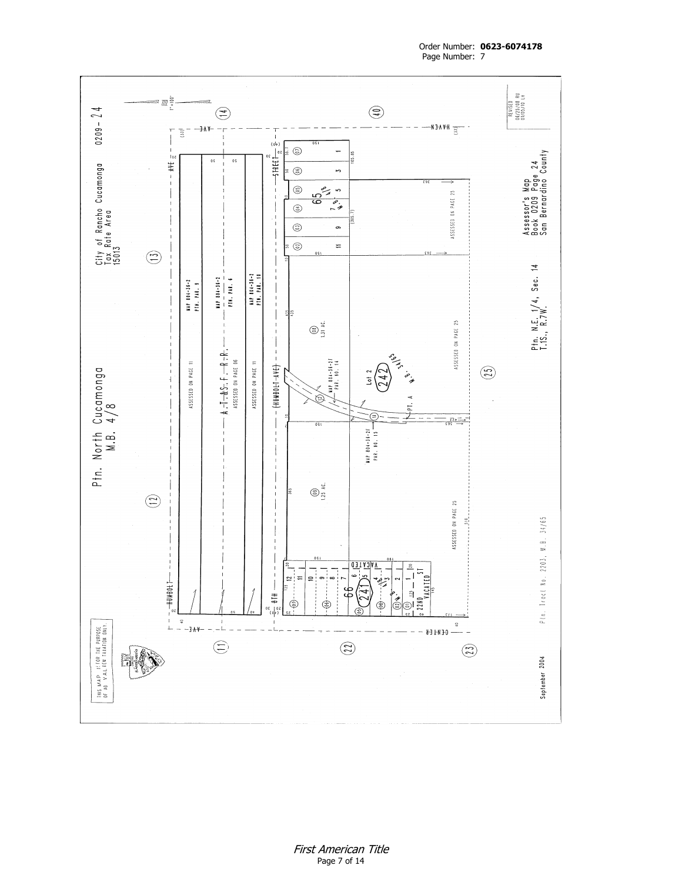Order Number: **0623-6074178**
Page Number: 7

THIS MAP IS FOR THE PURPOSE OF AD VALOREM TAXATION ONLY.

Ptn. North Cucamonga M.B. 4/8

City of Rancho Cucamonga
Tax Rate Area
15013

0209 - 24

1" = 100'

REVISED
06/25/08 RU
01/05/10 LH

HUMBOLT AVE

A.T.&S.F. R.R.

MAP 804-36-2 PTN. PAR. 9

MAP 804-36-2 PTN. PAR. 6

MAP 804-36-2 PTN. PAR. 10

ASSESSED ON PAGE 11

ASSESSED ON PAGE 06

ASSESSED ON PAGE 11

8TH STREET

(HUMBOLT AVE)

HAVEN

CENTER

65 M.B. 7/18

Lot 2

242 M.B. 34/65

PT. A

MAP 804-36-2F PAR. NO. 14

MAP 804-36-2F PAR. NO. 15

(08) 1.31 AC.

(09) 1.25 AC.

66 M.B. 4/8

241

22ND VACATED ST

VACATED

ASSESSED ON PAGE 25

Assessor's Map
Book 0209 Page 24
San Bernardino County

Ptn. N.E. 1/4, Sec. 14
T.1S., R.7W.

Ptn. Tract No. 2203, M.B. 34/65

September 2004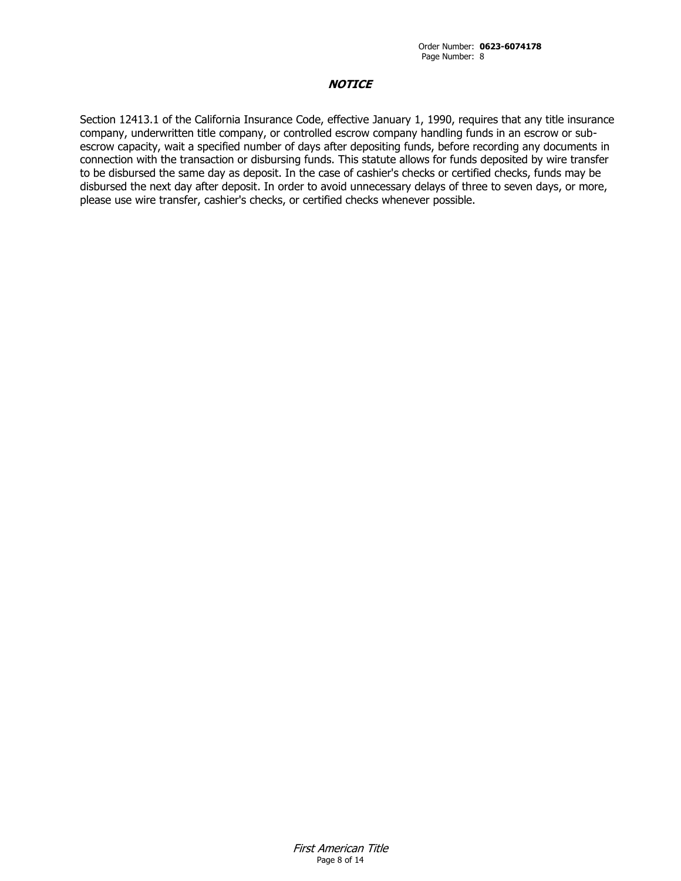## ***NOTICE***

Section 12413.1 of the California Insurance Code, effective January 1, 1990, requires that any title insurance company, underwritten title company, or controlled escrow company handling funds in an escrow or sub-escrow capacity, wait a specified number of days after depositing funds, before recording any documents in connection with the transaction or disbursing funds. This statute allows for funds deposited by wire transfer to be disbursed the same day as deposit. In the case of cashier's checks or certified checks, funds may be disbursed the next day after deposit. In order to avoid unnecessary delays of three to seven days, or more, please use wire transfer, cashier's checks, or certified checks whenever possible.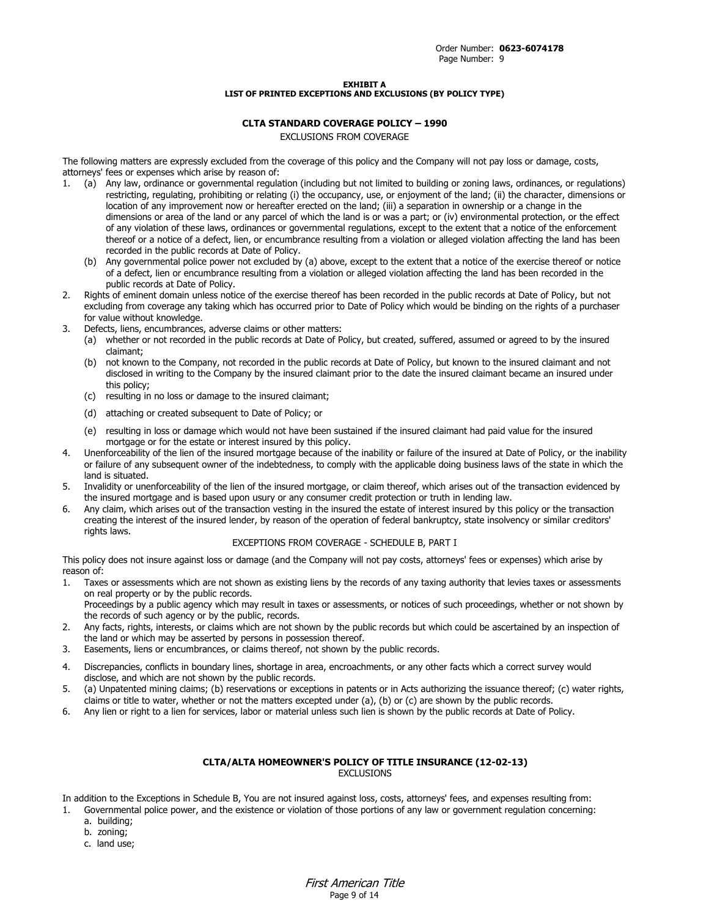**EXHIBIT A**
**LIST OF PRINTED EXCEPTIONS AND EXCLUSIONS (BY POLICY TYPE)**

## CLTA STANDARD COVERAGE POLICY – 1990

EXCLUSIONS FROM COVERAGE

The following matters are expressly excluded from the coverage of this policy and the Company will not pay loss or damage, costs, attorneys' fees or expenses which arise by reason of:

1. (a) Any law, ordinance or governmental regulation (including but not limited to building or zoning laws, ordinances, or regulations) restricting, regulating, prohibiting or relating (i) the occupancy, use, or enjoyment of the land; (ii) the character, dimensions or location of any improvement now or hereafter erected on the land; (iii) a separation in ownership or a change in the dimensions or area of the land or any parcel of which the land is or was a part; or (iv) environmental protection, or the effect of any violation of these laws, ordinances or governmental regulations, except to the extent that a notice of the enforcement thereof or a notice of a defect, lien, or encumbrance resulting from a violation or alleged violation affecting the land has been recorded in the public records at Date of Policy.
   (b) Any governmental police power not excluded by (a) above, except to the extent that a notice of the exercise thereof or notice of a defect, lien or encumbrance resulting from a violation or alleged violation affecting the land has been recorded in the public records at Date of Policy.
2. Rights of eminent domain unless notice of the exercise thereof has been recorded in the public records at Date of Policy, but not excluding from coverage any taking which has occurred prior to Date of Policy which would be binding on the rights of a purchaser for value without knowledge.
3. Defects, liens, encumbrances, adverse claims or other matters:
   (a) whether or not recorded in the public records at Date of Policy, but created, suffered, assumed or agreed to by the insured claimant;
   (b) not known to the Company, not recorded in the public records at Date of Policy, but known to the insured claimant and not disclosed in writing to the Company by the insured claimant prior to the date the insured claimant became an insured under this policy;
   (c) resulting in no loss or damage to the insured claimant;
   (d) attaching or created subsequent to Date of Policy; or
   (e) resulting in loss or damage which would not have been sustained if the insured claimant had paid value for the insured mortgage or for the estate or interest insured by this policy.
4. Unenforceability of the lien of the insured mortgage because of the inability or failure of the insured at Date of Policy, or the inability or failure of any subsequent owner of the indebtedness, to comply with the applicable doing business laws of the state in which the land is situated.
5. Invalidity or unenforceability of the lien of the insured mortgage, or claim thereof, which arises out of the transaction evidenced by the insured mortgage and is based upon usury or any consumer credit protection or truth in lending law.
6. Any claim, which arises out of the transaction vesting in the insured the estate of interest insured by this policy or the transaction creating the interest of the insured lender, by reason of the operation of federal bankruptcy, state insolvency or similar creditors' rights laws.

EXCEPTIONS FROM COVERAGE - SCHEDULE B, PART I

This policy does not insure against loss or damage (and the Company will not pay costs, attorneys' fees or expenses) which arise by reason of:

1. Taxes or assessments which are not shown as existing liens by the records of any taxing authority that levies taxes or assessments on real property or by the public records.
   Proceedings by a public agency which may result in taxes or assessments, or notices of such proceedings, whether or not shown by the records of such agency or by the public, records.
2. Any facts, rights, interests, or claims which are not shown by the public records but which could be ascertained by an inspection of the land or which may be asserted by persons in possession thereof.
3. Easements, liens or encumbrances, or claims thereof, not shown by the public records.
4. Discrepancies, conflicts in boundary lines, shortage in area, encroachments, or any other facts which a correct survey would disclose, and which are not shown by the public records.
5. (a) Unpatented mining claims; (b) reservations or exceptions in patents or in Acts authorizing the issuance thereof; (c) water rights, claims or title to water, whether or not the matters excepted under (a), (b) or (c) are shown by the public records.
6. Any lien or right to a lien for services, labor or material unless such lien is shown by the public records at Date of Policy.

## CLTA/ALTA HOMEOWNER'S POLICY OF TITLE INSURANCE (12-02-13)

EXCLUSIONS

In addition to the Exceptions in Schedule B, You are not insured against loss, costs, attorneys' fees, and expenses resulting from:

1. Governmental police power, and the existence or violation of those portions of any law or government regulation concerning:
   a. building;
   b. zoning;
   c. land use;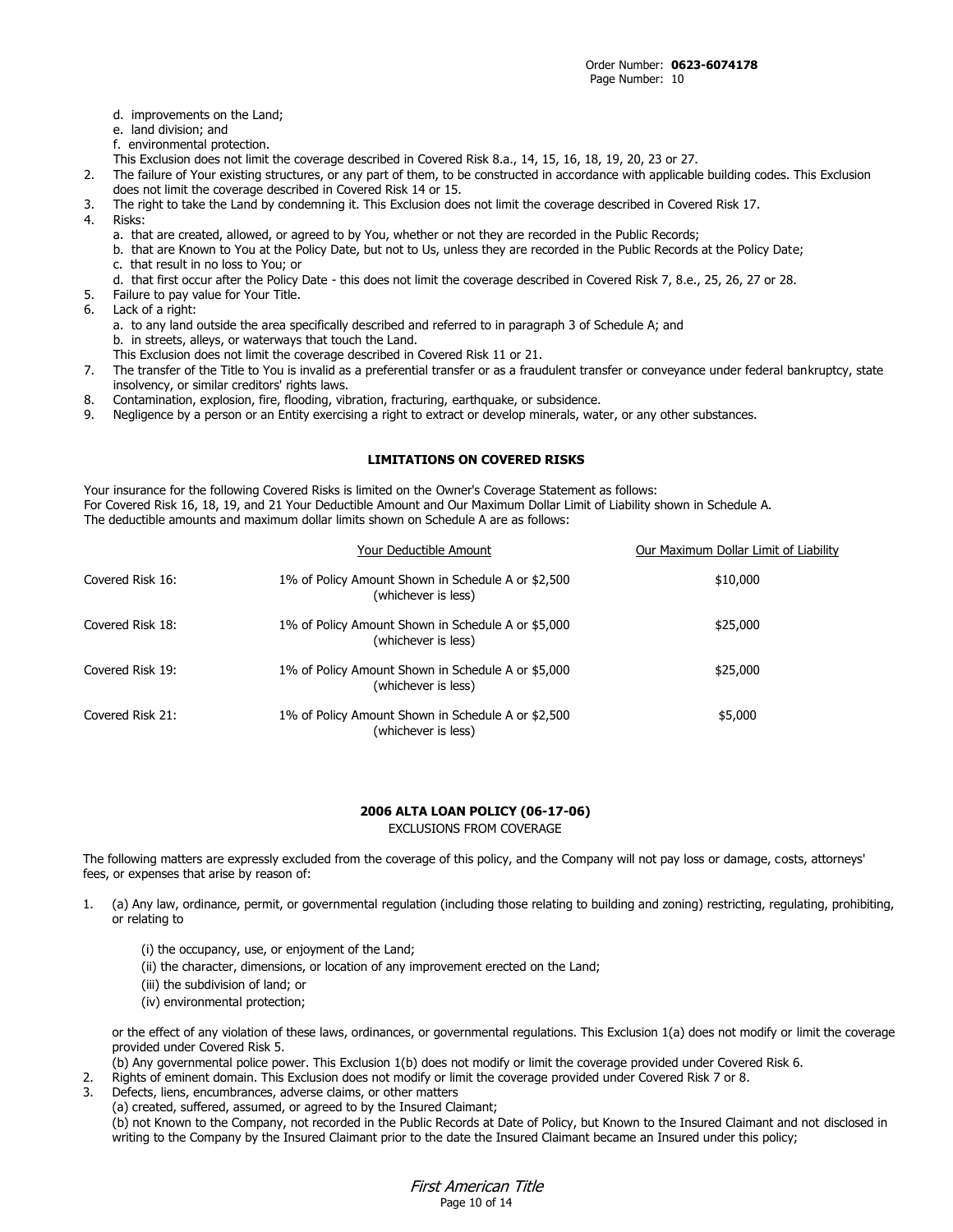d. improvements on the Land;
e. land division; and
f. environmental protection.

This Exclusion does not limit the coverage described in Covered Risk 8.a., 14, 15, 16, 18, 19, 20, 23 or 27.

2. The failure of Your existing structures, or any part of them, to be constructed in accordance with applicable building codes. This Exclusion does not limit the coverage described in Covered Risk 14 or 15.
3. The right to take the Land by condemning it. This Exclusion does not limit the coverage described in Covered Risk 17.
4. Risks:
   a. that are created, allowed, or agreed to by You, whether or not they are recorded in the Public Records;
   b. that are Known to You at the Policy Date, but not to Us, unless they are recorded in the Public Records at the Policy Date;
   c. that result in no loss to You; or
   d. that first occur after the Policy Date - this does not limit the coverage described in Covered Risk 7, 8.e., 25, 26, 27 or 28.
5. Failure to pay value for Your Title.
6. Lack of a right:
   a. to any land outside the area specifically described and referred to in paragraph 3 of Schedule A; and
   b. in streets, alleys, or waterways that touch the Land.

   This Exclusion does not limit the coverage described in Covered Risk 11 or 21.
7. The transfer of the Title to You is invalid as a preferential transfer or as a fraudulent transfer or conveyance under federal bankruptcy, state insolvency, or similar creditors' rights laws.
8. Contamination, explosion, fire, flooding, vibration, fracturing, earthquake, or subsidence.
9. Negligence by a person or an Entity exercising a right to extract or develop minerals, water, or any other substances.

## LIMITATIONS ON COVERED RISKS

Your insurance for the following Covered Risks is limited on the Owner's Coverage Statement as follows:
For Covered Risk 16, 18, 19, and 21 Your Deductible Amount and Our Maximum Dollar Limit of Liability shown in Schedule A.
The deductible amounts and maximum dollar limits shown on Schedule A are as follows:

| | Your Deductible Amount | Our Maximum Dollar Limit of Liability |
|---|---|---|
| Covered Risk 16: | 1% of Policy Amount Shown in Schedule A or $2,500 (whichever is less) | $10,000 |
| Covered Risk 18: | 1% of Policy Amount Shown in Schedule A or $5,000 (whichever is less) | $25,000 |
| Covered Risk 19: | 1% of Policy Amount Shown in Schedule A or $5,000 (whichever is less) | $25,000 |
| Covered Risk 21: | 1% of Policy Amount Shown in Schedule A or $2,500 (whichever is less) | $5,000 |

## 2006 ALTA LOAN POLICY (06-17-06)

EXCLUSIONS FROM COVERAGE

The following matters are expressly excluded from the coverage of this policy, and the Company will not pay loss or damage, costs, attorneys' fees, or expenses that arise by reason of:

1. (a) Any law, ordinance, permit, or governmental regulation (including those relating to building and zoning) restricting, regulating, prohibiting, or relating to

   (i) the occupancy, use, or enjoyment of the Land;
   (ii) the character, dimensions, or location of any improvement erected on the Land;
   (iii) the subdivision of land; or
   (iv) environmental protection;

   or the effect of any violation of these laws, ordinances, or governmental regulations. This Exclusion 1(a) does not modify or limit the coverage provided under Covered Risk 5.

   (b) Any governmental police power. This Exclusion 1(b) does not modify or limit the coverage provided under Covered Risk 6.
2. Rights of eminent domain. This Exclusion does not modify or limit the coverage provided under Covered Risk 7 or 8.
3. Defects, liens, encumbrances, adverse claims, or other matters
   (a) created, suffered, assumed, or agreed to by the Insured Claimant;
   (b) not Known to the Company, not recorded in the Public Records at Date of Policy, but Known to the Insured Claimant and not disclosed in writing to the Company by the Insured Claimant prior to the date the Insured Claimant became an Insured under this policy;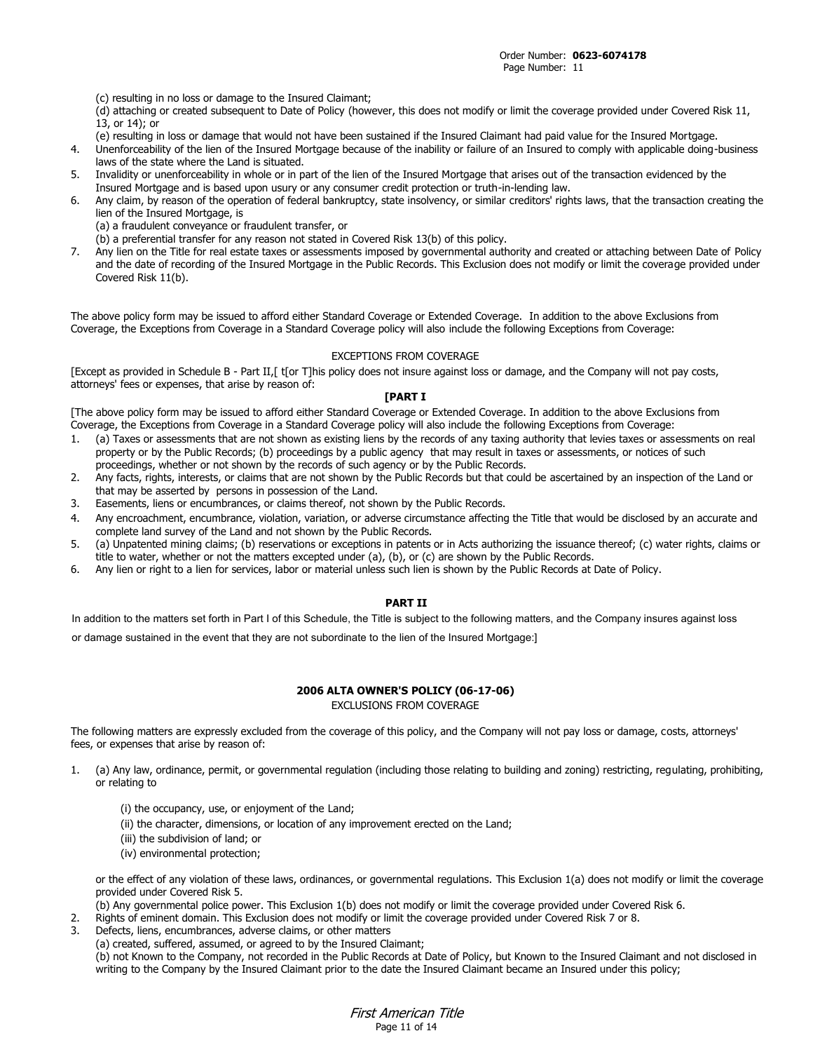(c) resulting in no loss or damage to the Insured Claimant;

(d) attaching or created subsequent to Date of Policy (however, this does not modify or limit the coverage provided under Covered Risk 11, 13, or 14); or

(e) resulting in loss or damage that would not have been sustained if the Insured Claimant had paid value for the Insured Mortgage.

4. Unenforceability of the lien of the Insured Mortgage because of the inability or failure of an Insured to comply with applicable doing-business laws of the state where the Land is situated.
5. Invalidity or unenforceability in whole or in part of the lien of the Insured Mortgage that arises out of the transaction evidenced by the Insured Mortgage and is based upon usury or any consumer credit protection or truth-in-lending law.
6. Any claim, by reason of the operation of federal bankruptcy, state insolvency, or similar creditors' rights laws, that the transaction creating the lien of the Insured Mortgage, is
   (a) a fraudulent conveyance or fraudulent transfer, or
   (b) a preferential transfer for any reason not stated in Covered Risk 13(b) of this policy.
7. Any lien on the Title for real estate taxes or assessments imposed by governmental authority and created or attaching between Date of Policy and the date of recording of the Insured Mortgage in the Public Records. This Exclusion does not modify or limit the coverage provided under Covered Risk 11(b).

The above policy form may be issued to afford either Standard Coverage or Extended Coverage. In addition to the above Exclusions from Coverage, the Exceptions from Coverage in a Standard Coverage policy will also include the following Exceptions from Coverage:

EXCEPTIONS FROM COVERAGE

[Except as provided in Schedule B - Part II,[ t[or T]his policy does not insure against loss or damage, and the Company will not pay costs, attorneys' fees or expenses, that arise by reason of:

**[PART I**

[The above policy form may be issued to afford either Standard Coverage or Extended Coverage. In addition to the above Exclusions from Coverage, the Exceptions from Coverage in a Standard Coverage policy will also include the following Exceptions from Coverage:

1. (a) Taxes or assessments that are not shown as existing liens by the records of any taxing authority that levies taxes or assessments on real property or by the Public Records; (b) proceedings by a public agency that may result in taxes or assessments, or notices of such proceedings, whether or not shown by the records of such agency or by the Public Records.
2. Any facts, rights, interests, or claims that are not shown by the Public Records but that could be ascertained by an inspection of the Land or that may be asserted by persons in possession of the Land.
3. Easements, liens or encumbrances, or claims thereof, not shown by the Public Records.
4. Any encroachment, encumbrance, violation, variation, or adverse circumstance affecting the Title that would be disclosed by an accurate and complete land survey of the Land and not shown by the Public Records.
5. (a) Unpatented mining claims; (b) reservations or exceptions in patents or in Acts authorizing the issuance thereof; (c) water rights, claims or title to water, whether or not the matters excepted under (a), (b), or (c) are shown by the Public Records.
6. Any lien or right to a lien for services, labor or material unless such lien is shown by the Public Records at Date of Policy.

**PART II**

In addition to the matters set forth in Part I of this Schedule, the Title is subject to the following matters, and the Company insures against loss or damage sustained in the event that they are not subordinate to the lien of the Insured Mortgage:]

**2006 ALTA OWNER'S POLICY (06-17-06)**

EXCLUSIONS FROM COVERAGE

The following matters are expressly excluded from the coverage of this policy, and the Company will not pay loss or damage, costs, attorneys' fees, or expenses that arise by reason of:

1. (a) Any law, ordinance, permit, or governmental regulation (including those relating to building and zoning) restricting, regulating, prohibiting, or relating to

   (i) the occupancy, use, or enjoyment of the Land;

   (ii) the character, dimensions, or location of any improvement erected on the Land;

   (iii) the subdivision of land; or

   (iv) environmental protection;

   or the effect of any violation of these laws, ordinances, or governmental regulations. This Exclusion 1(a) does not modify or limit the coverage provided under Covered Risk 5.

   (b) Any governmental police power. This Exclusion 1(b) does not modify or limit the coverage provided under Covered Risk 6.
2. Rights of eminent domain. This Exclusion does not modify or limit the coverage provided under Covered Risk 7 or 8.
3. Defects, liens, encumbrances, adverse claims, or other matters
   (a) created, suffered, assumed, or agreed to by the Insured Claimant;
   (b) not Known to the Company, not recorded in the Public Records at Date of Policy, but Known to the Insured Claimant and not disclosed in writing to the Company by the Insured Claimant prior to the date the Insured Claimant became an Insured under this policy;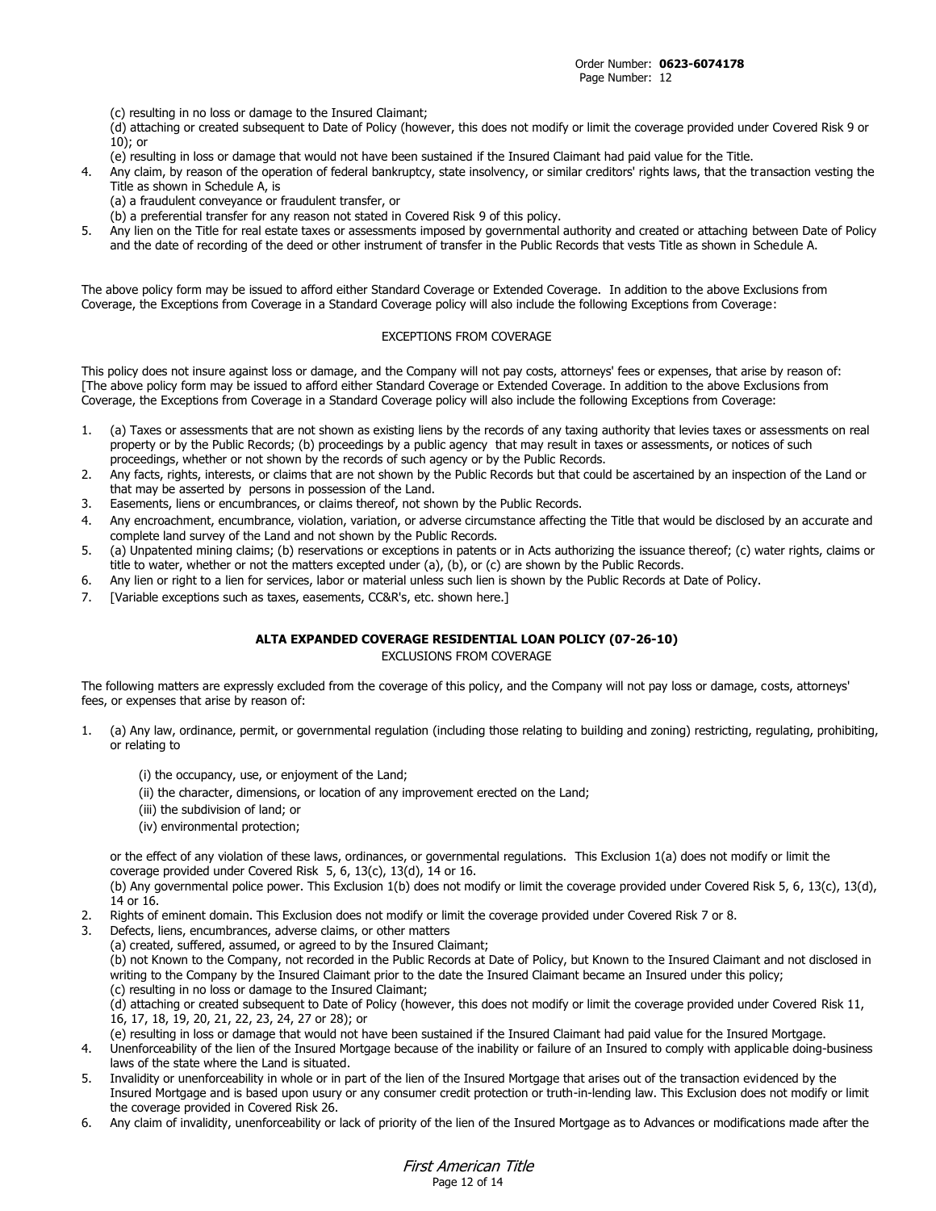(c) resulting in no loss or damage to the Insured Claimant;

(d) attaching or created subsequent to Date of Policy (however, this does not modify or limit the coverage provided under Covered Risk 9 or 10); or

(e) resulting in loss or damage that would not have been sustained if the Insured Claimant had paid value for the Title.

4. Any claim, by reason of the operation of federal bankruptcy, state insolvency, or similar creditors' rights laws, that the transaction vesting the Title as shown in Schedule A, is
   (a) a fraudulent conveyance or fraudulent transfer, or
   (b) a preferential transfer for any reason not stated in Covered Risk 9 of this policy.
5. Any lien on the Title for real estate taxes or assessments imposed by governmental authority and created or attaching between Date of Policy and the date of recording of the deed or other instrument of transfer in the Public Records that vests Title as shown in Schedule A.

The above policy form may be issued to afford either Standard Coverage or Extended Coverage. In addition to the above Exclusions from Coverage, the Exceptions from Coverage in a Standard Coverage policy will also include the following Exceptions from Coverage:

EXCEPTIONS FROM COVERAGE

This policy does not insure against loss or damage, and the Company will not pay costs, attorneys' fees or expenses, that arise by reason of: [The above policy form may be issued to afford either Standard Coverage or Extended Coverage. In addition to the above Exclusions from Coverage, the Exceptions from Coverage in a Standard Coverage policy will also include the following Exceptions from Coverage:

1. (a) Taxes or assessments that are not shown as existing liens by the records of any taxing authority that levies taxes or assessments on real property or by the Public Records; (b) proceedings by a public agency that may result in taxes or assessments, or notices of such proceedings, whether or not shown by the records of such agency or by the Public Records.
2. Any facts, rights, interests, or claims that are not shown by the Public Records but that could be ascertained by an inspection of the Land or that may be asserted by persons in possession of the Land.
3. Easements, liens or encumbrances, or claims thereof, not shown by the Public Records.
4. Any encroachment, encumbrance, violation, variation, or adverse circumstance affecting the Title that would be disclosed by an accurate and complete land survey of the Land and not shown by the Public Records.
5. (a) Unpatented mining claims; (b) reservations or exceptions in patents or in Acts authorizing the issuance thereof; (c) water rights, claims or title to water, whether or not the matters excepted under (a), (b), or (c) are shown by the Public Records.
6. Any lien or right to a lien for services, labor or material unless such lien is shown by the Public Records at Date of Policy.
7. [Variable exceptions such as taxes, easements, CC&R's, etc. shown here.]

**ALTA EXPANDED COVERAGE RESIDENTIAL LOAN POLICY (07-26-10)**

EXCLUSIONS FROM COVERAGE

The following matters are expressly excluded from the coverage of this policy, and the Company will not pay loss or damage, costs, attorneys' fees, or expenses that arise by reason of:

1. (a) Any law, ordinance, permit, or governmental regulation (including those relating to building and zoning) restricting, regulating, prohibiting, or relating to

   (i) the occupancy, use, or enjoyment of the Land;

   (ii) the character, dimensions, or location of any improvement erected on the Land;

   (iii) the subdivision of land; or

   (iv) environmental protection;

   or the effect of any violation of these laws, ordinances, or governmental regulations. This Exclusion 1(a) does not modify or limit the coverage provided under Covered Risk 5, 6, 13(c), 13(d), 14 or 16.

   (b) Any governmental police power. This Exclusion 1(b) does not modify or limit the coverage provided under Covered Risk 5, 6, 13(c), 13(d), 14 or 16.
2. Rights of eminent domain. This Exclusion does not modify or limit the coverage provided under Covered Risk 7 or 8.
3. Defects, liens, encumbrances, adverse claims, or other matters
   (a) created, suffered, assumed, or agreed to by the Insured Claimant;
   (b) not Known to the Company, not recorded in the Public Records at Date of Policy, but Known to the Insured Claimant and not disclosed in writing to the Company by the Insured Claimant prior to the date the Insured Claimant became an Insured under this policy;
   (c) resulting in no loss or damage to the Insured Claimant;
   (d) attaching or created subsequent to Date of Policy (however, this does not modify or limit the coverage provided under Covered Risk 11, 16, 17, 18, 19, 20, 21, 22, 23, 24, 27 or 28); or
   (e) resulting in loss or damage that would not have been sustained if the Insured Claimant had paid value for the Insured Mortgage.
4. Unenforceability of the lien of the Insured Mortgage because of the inability or failure of an Insured to comply with applicable doing-business laws of the state where the Land is situated.
5. Invalidity or unenforceability in whole or in part of the lien of the Insured Mortgage that arises out of the transaction evidenced by the Insured Mortgage and is based upon usury or any consumer credit protection or truth-in-lending law. This Exclusion does not modify or limit the coverage provided in Covered Risk 26.
6. Any claim of invalidity, unenforceability or lack of priority of the lien of the Insured Mortgage as to Advances or modifications made after the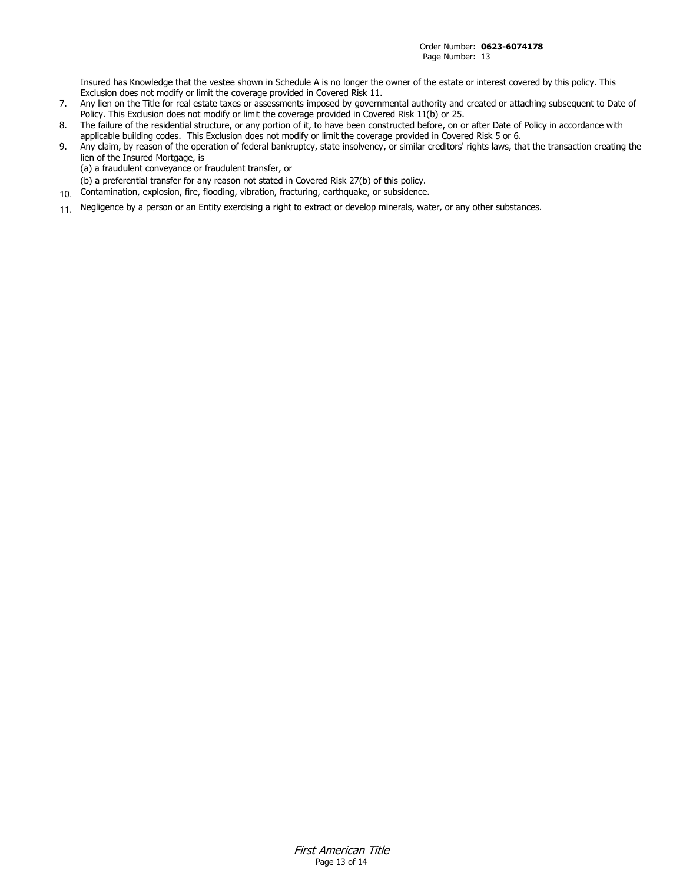Insured has Knowledge that the vestee shown in Schedule A is no longer the owner of the estate or interest covered by this policy. This Exclusion does not modify or limit the coverage provided in Covered Risk 11.

7. Any lien on the Title for real estate taxes or assessments imposed by governmental authority and created or attaching subsequent to Date of Policy. This Exclusion does not modify or limit the coverage provided in Covered Risk 11(b) or 25.
8. The failure of the residential structure, or any portion of it, to have been constructed before, on or after Date of Policy in accordance with applicable building codes. This Exclusion does not modify or limit the coverage provided in Covered Risk 5 or 6.
9. Any claim, by reason of the operation of federal bankruptcy, state insolvency, or similar creditors' rights laws, that the transaction creating the lien of the Insured Mortgage, is

   (a) a fraudulent conveyance or fraudulent transfer, or

   (b) a preferential transfer for any reason not stated in Covered Risk 27(b) of this policy.
10. Contamination, explosion, fire, flooding, vibration, fracturing, earthquake, or subsidence.
11. Negligence by a person or an Entity exercising a right to extract or develop minerals, water, or any other substances.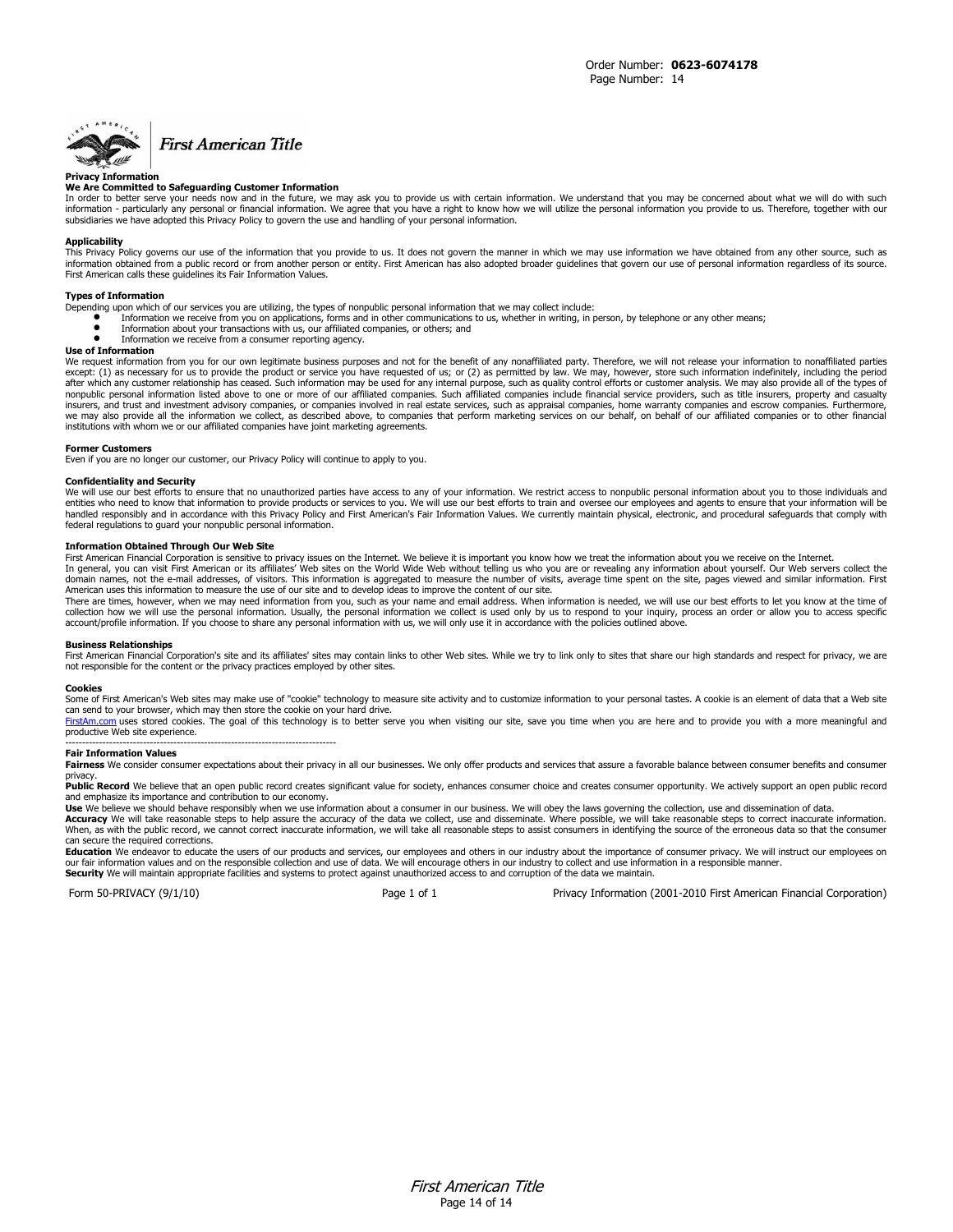First American Title

**Privacy Information**

**We Are Committed to Safeguarding Customer Information**

In order to better serve your needs now and in the future, we may ask you to provide us with certain information. We understand that you may be concerned about what we will do with such information - particularly any personal or financial information. We agree that you have a right to know how we will utilize the personal information you provide to us. Therefore, together with our subsidiaries we have adopted this Privacy Policy to govern the use and handling of your personal information.

**Applicability**

This Privacy Policy governs our use of the information that you provide to us. It does not govern the manner in which we may use information we have obtained from any other source, such as information obtained from a public record or from another person or entity. First American has also adopted broader guidelines that govern our use of personal information regardless of its source. First American calls these guidelines its Fair Information Values.

**Types of Information**

Depending upon which of our services you are utilizing, the types of nonpublic personal information that we may collect include:

- Information we receive from you on applications, forms and in other communications to us, whether in writing, in person, by telephone or any other means;
- Information about your transactions with us, our affiliated companies, or others; and
- Information we receive from a consumer reporting agency.

**Use of Information**

We request information from you for our own legitimate business purposes and not for the benefit of any nonaffiliated party. Therefore, we will not release your information to nonaffiliated parties except: (1) as necessary for us to provide the product or service you have requested of us; or (2) as permitted by law. We may, however, store such information indefinitely, including the period after which any customer relationship has ceased. Such information may be used for any internal purpose, such as quality control efforts or customer analysis. We may also provide all of the types of nonpublic personal information listed above to one or more of our affiliated companies. Such affiliated companies include financial service providers, such as title insurers, property and casualty insurers, and trust and investment advisory companies, or companies involved in real estate services, such as appraisal companies, home warranty companies and escrow companies. Furthermore, we may also provide all the information we collect, as described above, to companies that perform marketing services on our behalf, on behalf of our affiliated companies or to other financial institutions with whom we or our affiliated companies have joint marketing agreements.

**Former Customers**

Even if you are no longer our customer, our Privacy Policy will continue to apply to you.

**Confidentiality and Security**

We will use our best efforts to ensure that no unauthorized parties have access to any of your information. We restrict access to nonpublic personal information about you to those individuals and entities who need to know that information to provide products or services to you. We will use our best efforts to train and oversee our employees and agents to ensure that your information will be handled responsibly and in accordance with this Privacy Policy and First American's Fair Information Values. We currently maintain physical, electronic, and procedural safeguards that comply with federal regulations to guard your nonpublic personal information.

**Information Obtained Through Our Web Site**

First American Financial Corporation is sensitive to privacy issues on the Internet. We believe it is important you know how we treat the information about you we receive on the Internet.

In general, you can visit First American or its affiliates' Web sites on the World Wide Web without telling us who you are or revealing any information about yourself. Our Web servers collect the domain names, not the e-mail addresses, of visitors. This information is aggregated to measure the number of visits, average time spent on the site, pages viewed and similar information. First American uses this information to measure the use of our site and to develop ideas to improve the content of our site.

There are times, however, when we may need information from you, such as your name and email address. When information is needed, we will use our best efforts to let you know at the time of collection how we will use the personal information. Usually, the personal information we collect is used only by us to respond to your inquiry, process an order or allow you to access specific account/profile information. If you choose to share any personal information with us, we will only use it in accordance with the policies outlined above.

**Business Relationships**

First American Financial Corporation's site and its affiliates' sites may contain links to other Web sites. While we try to link only to sites that share our high standards and respect for privacy, we are not responsible for the content or the privacy practices employed by other sites.

**Cookies**

Some of First American's Web sites may make use of "cookie" technology to measure site activity and to customize information to your personal tastes. A cookie is an element of data that a Web site can send to your browser, which may then store the cookie on your hard drive.

FirstAm.com uses stored cookies. The goal of this technology is to better serve you when visiting our site, save you time when you are here and to provide you with a more meaningful and productive Web site experience.

---

**Fair Information Values**

**Fairness** We consider consumer expectations about their privacy in all our businesses. We only offer products and services that assure a favorable balance between consumer benefits and consumer privacy.

**Public Record** We believe that an open public record creates significant value for society, enhances consumer choice and creates consumer opportunity. We actively support an open public record and emphasize its importance and contribution to our economy.

**Use** We believe we should behave responsibly when we use information about a consumer in our business. We will obey the laws governing the collection, use and dissemination of data.

**Accuracy** We will take reasonable steps to help assure the accuracy of the data we collect, use and disseminate. Where possible, we will take reasonable steps to correct inaccurate information. When, as with the public record, we cannot correct inaccurate information, we will take all reasonable steps to assist consumers in identifying the source of the erroneous data so that the consumer can secure the required corrections.

**Education** We endeavor to educate the users of our products and services, our employees and others in our industry about the importance of consumer privacy. We will instruct our employees on our fair information values and on the responsible collection and use of data. We will encourage others in our industry to collect and use information in a responsible manner.

**Security** We will maintain appropriate facilities and systems to protect against unauthorized access to and corruption of the data we maintain.

Form 50-PRIVACY (9/1/10) | Page 1 of 1 | Privacy Information (2001-2010 First American Financial Corporation)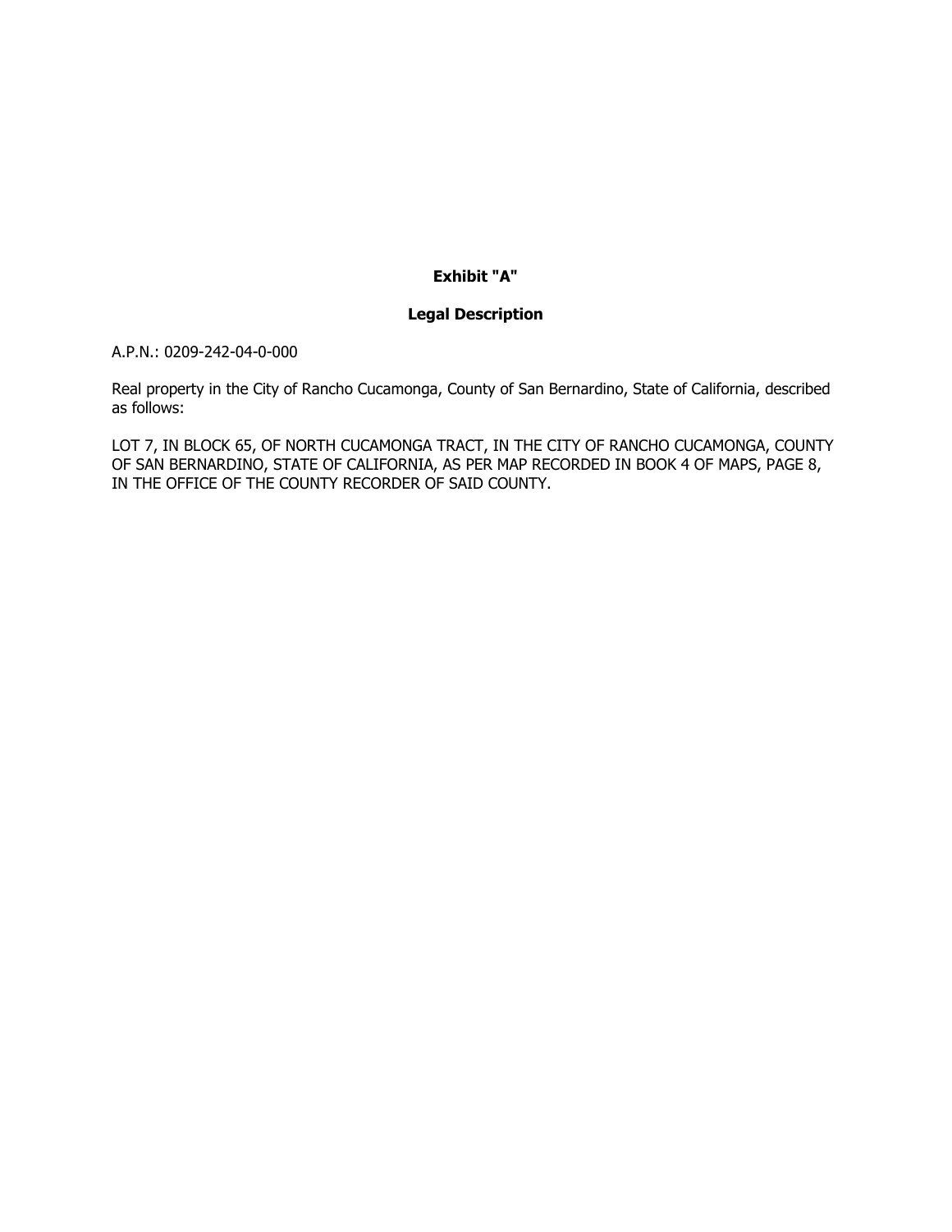**Exhibit "A"**

**Legal Description**

A.P.N.: 0209-242-04-0-000

Real property in the City of Rancho Cucamonga, County of San Bernardino, State of California, described as follows:

LOT 7, IN BLOCK 65, OF NORTH CUCAMONGA TRACT, IN THE CITY OF RANCHO CUCAMONGA, COUNTY OF SAN BERNARDINO, STATE OF CALIFORNIA, AS PER MAP RECORDED IN BOOK 4 OF MAPS, PAGE 8, IN THE OFFICE OF THE COUNTY RECORDER OF SAID COUNTY.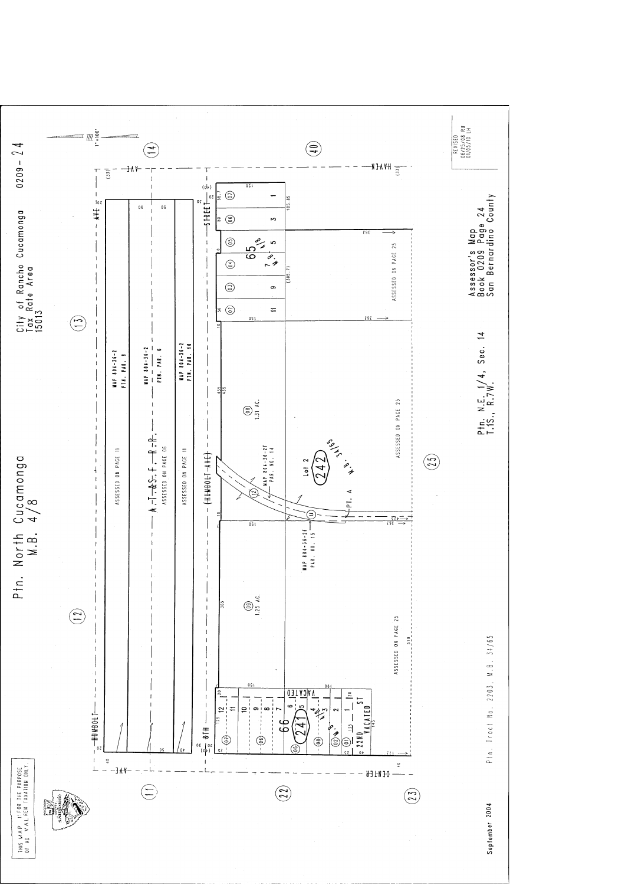THIS MAP IS FOR THE PURPOSE OF AD VALOREM TAXATION ONLY.

# Ptn. North Cucamonga
M.B. 4/8

City of Rancho Cucamonga
Tax Rate Area
15013

0209 - 24

1" = 100'

HUMBOLT AVE

A.T. & S.F. R.R.
ASSESSED ON PAGE 06

ASSESSED ON PAGE 11

MAP 804-36-2 PTN. PAR. 9

MAP 804-36-2 PTN. PAR. 6

MAP 804-36-2 PTN. PAR. 10

(HUMBOLT AVE)

8TH STREET

CENTER

HAVEN

VACATED

22ND ST VACATED

66 (241) M.B. 4/8

65 M.B. 7/8 4/8

Lot 2 (242) M.B. 34/65

MAP 804-36-2F PAR. NO. 14

MAP 804-36-2F PAR. NO. 15

PT. A

(08) 1.31 AC.

(09) 1.25 AC.

ASSESSED ON PAGE 25

Ptn. N.E. 1/4, Sec. 14
T.1S., R.7W.

Assessor's Map
Book 0209 Page 24
San Bernardino County

Ptn. Tract No. 2203, M.B. 34/65

September 2004

REVISED
06/25/08 RU
01/25/10 LH